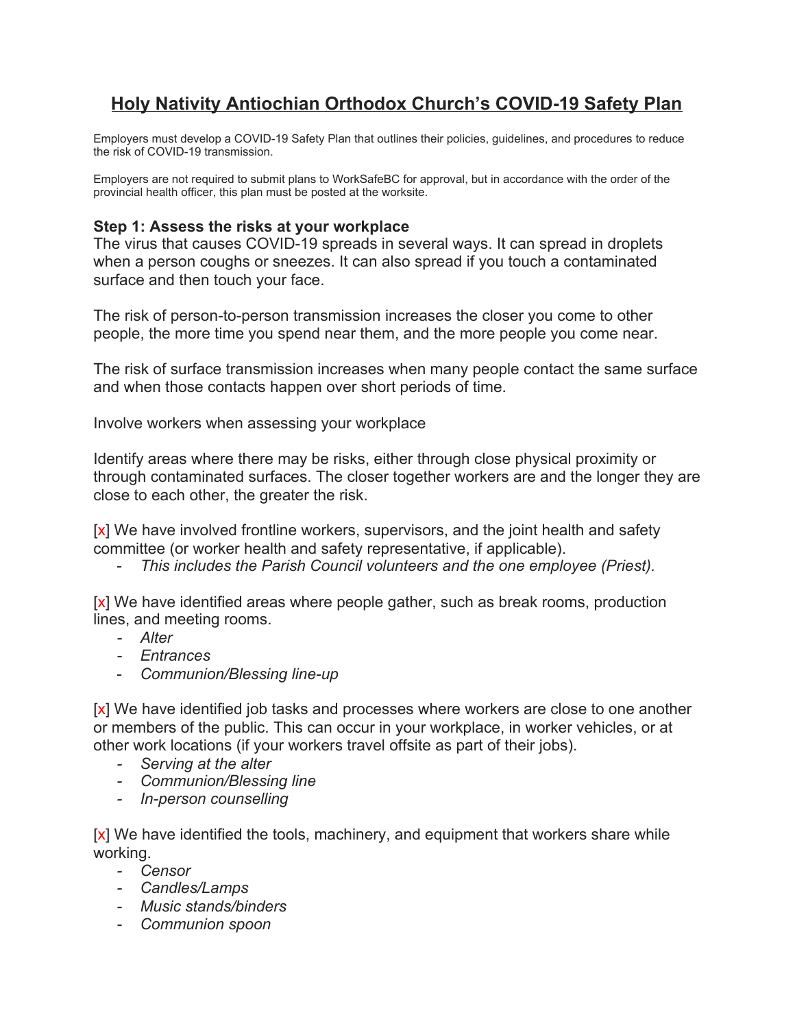# <u>Holy Nativity Antiochian Orthodox Church's COVID-19 Safety Plan</u>

Employers must develop a COVID-19 Safety Plan that outlines their policies, guidelines, and procedures to reduce the risk of COVID-19 transmission.

Employers are not required to submit plans to WorkSafeBC for approval, but in accordance with the order of the provincial health officer, this plan must be posted at the worksite.

### Step 1: Assess the risks at your workplace

The virus that causes COVID-19 spreads in several ways. It can spread in droplets when a person coughs or sneezes. It can also spread if you touch a contaminated surface and then touch your face.

The risk of person-to-person transmission increases the closer you come to other people, the more time you spend near them, and the more people you come near.

The risk of surface transmission increases when many people contact the same surface and when those contacts happen over short periods of time.

Involve workers when assessing your workplace

Identify areas where there may be risks, either through close physical proximity or through contaminated surfaces. The closer together workers are and the longer they are close to each other, the greater the risk.

[x] We have involved frontline workers, supervisors, and the joint health and safety committee (or worker health and safety representative, if applicable).

- *This includes the Parish Council volunteers and the one employee (Priest).*

[x] We have identified areas where people gather, such as break rooms, production lines, and meeting rooms.

- *Alter*
- *Entrances*
- *Communion/Blessing line-up*

[x] We have identified job tasks and processes where workers are close to one another or members of the public. This can occur in your workplace, in worker vehicles, or at other work locations (if your workers travel offsite as part of their jobs).

- *Serving at the alter*
- *Communion/Blessing line*
- *In-person counselling*

[x] We have identified the tools, machinery, and equipment that workers share while working.

- *Censor*
- *Candles/Lamps*
- *Music stands/binders*
- *Communion spoon*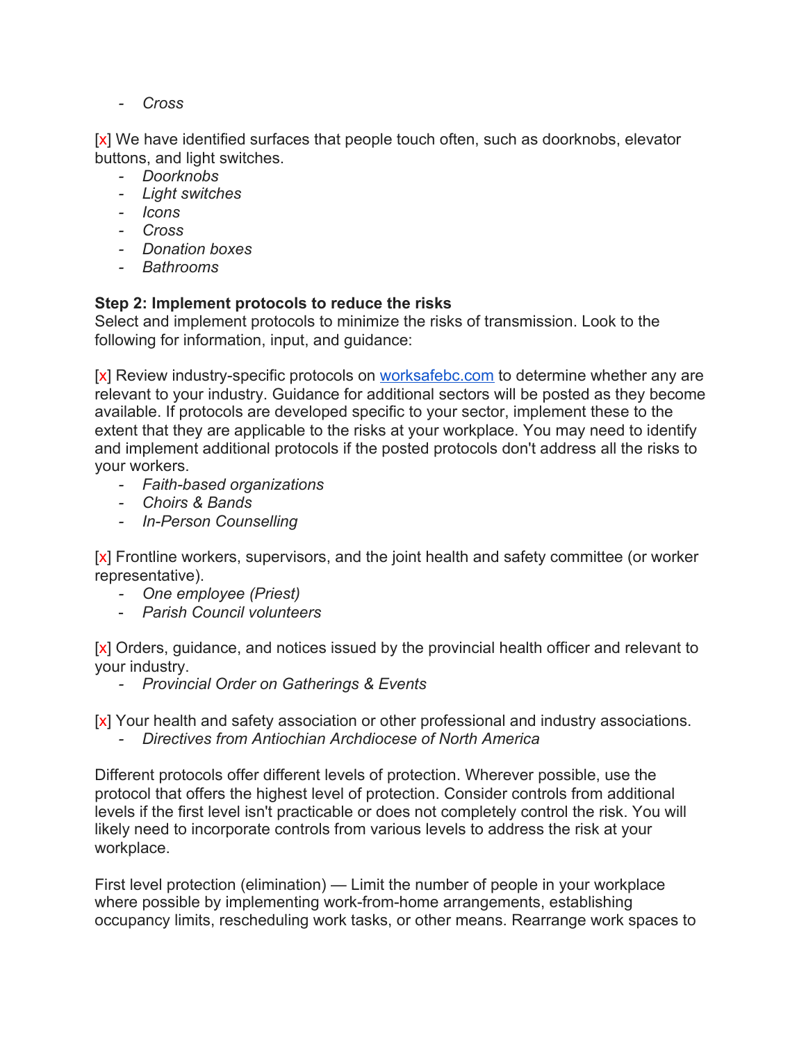- *Cross*

[x] We have identified surfaces that people touch often, such as doorknobs, elevator buttons, and light switches.

- *Doorknobs*
- *Light switches*
- *Icons*
- *Cross*
- *Donation boxes*
- *Bathrooms*

**Step 2: Implement protocols to reduce the risks**

Select and implement protocols to minimize the risks of transmission. Look to the following for information, input, and guidance:

[x] Review industry-specific protocols on worksafebc.com to determine whether any are relevant to your industry. Guidance for additional sectors will be posted as they become available. If protocols are developed specific to your sector, implement these to the extent that they are applicable to the risks at your workplace. You may need to identify and implement additional protocols if the posted protocols don't address all the risks to your workers.

- *Faith-based organizations*
- *Choirs & Bands*
- *In-Person Counselling*

[x] Frontline workers, supervisors, and the joint health and safety committee (or worker representative).

- *One employee (Priest)*
- *Parish Council volunteers*

[x] Orders, guidance, and notices issued by the provincial health officer and relevant to your industry.

- *Provincial Order on Gatherings & Events*

[x] Your health and safety association or other professional and industry associations.

- *Directives from Antiochian Archdiocese of North America*

Different protocols offer different levels of protection. Wherever possible, use the protocol that offers the highest level of protection. Consider controls from additional levels if the first level isn't practicable or does not completely control the risk. You will likely need to incorporate controls from various levels to address the risk at your workplace.

First level protection (elimination) — Limit the number of people in your workplace where possible by implementing work-from-home arrangements, establishing occupancy limits, rescheduling work tasks, or other means. Rearrange work spaces to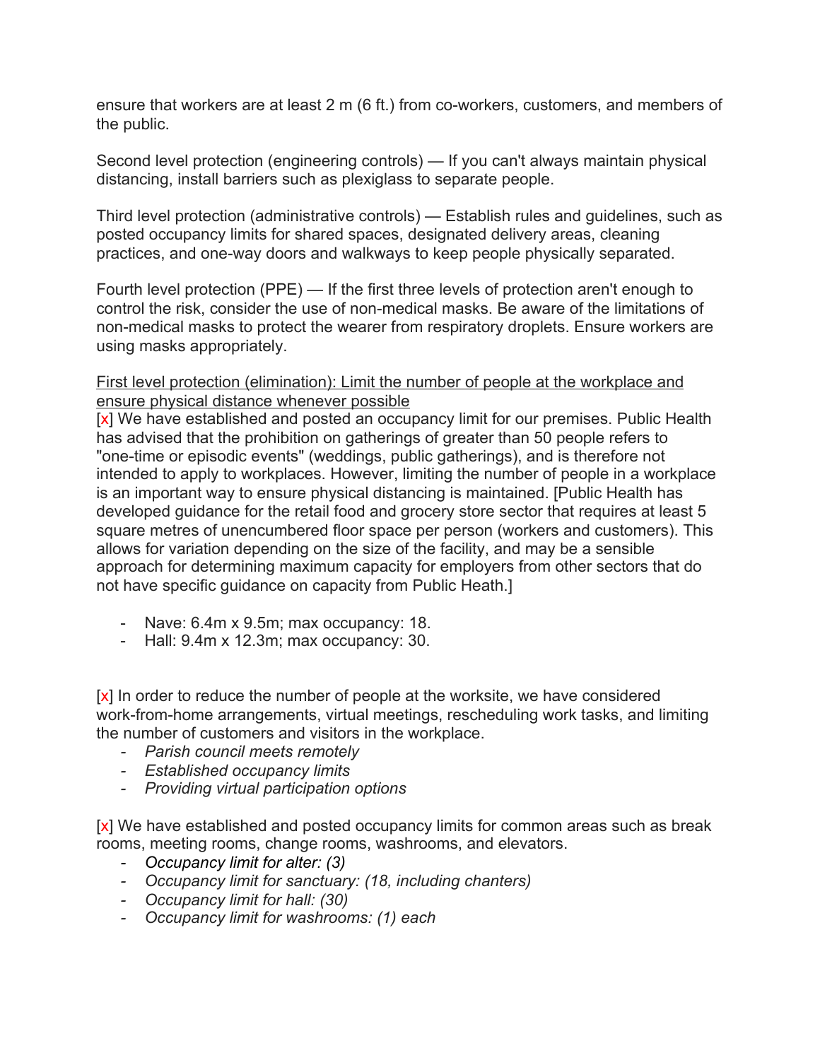ensure that workers are at least 2 m (6 ft.) from co-workers, customers, and members of the public.

Second level protection (engineering controls) — If you can't always maintain physical distancing, install barriers such as plexiglass to separate people.

Third level protection (administrative controls) — Establish rules and guidelines, such as posted occupancy limits for shared spaces, designated delivery areas, cleaning practices, and one-way doors and walkways to keep people physically separated.

Fourth level protection (PPE) — If the first three levels of protection aren't enough to control the risk, consider the use of non-medical masks. Be aware of the limitations of non-medical masks to protect the wearer from respiratory droplets. Ensure workers are using masks appropriately.

<u>First level protection (elimination): Limit the number of people at the workplace and ensure physical distance whenever possible</u>

[x] We have established and posted an occupancy limit for our premises. Public Health has advised that the prohibition on gatherings of greater than 50 people refers to "one-time or episodic events" (weddings, public gatherings), and is therefore not intended to apply to workplaces. However, limiting the number of people in a workplace is an important way to ensure physical distancing is maintained. [Public Health has developed guidance for the retail food and grocery store sector that requires at least 5 square metres of unencumbered floor space per person (workers and customers). This allows for variation depending on the size of the facility, and may be a sensible approach for determining maximum capacity for employers from other sectors that do not have specific guidance on capacity from Public Heath.]

- Nave: 6.4m x 9.5m; max occupancy: 18.
- Hall: 9.4m x 12.3m; max occupancy: 30.

[x] In order to reduce the number of people at the worksite, we have considered work-from-home arrangements, virtual meetings, rescheduling work tasks, and limiting the number of customers and visitors in the workplace.

- *Parish council meets remotely*
- *Established occupancy limits*
- *Providing virtual participation options*

[x] We have established and posted occupancy limits for common areas such as break rooms, meeting rooms, change rooms, washrooms, and elevators.

- *Occupancy limit for alter: (3)*
- *Occupancy limit for sanctuary: (18, including chanters)*
- *Occupancy limit for hall: (30)*
- *Occupancy limit for washrooms: (1) each*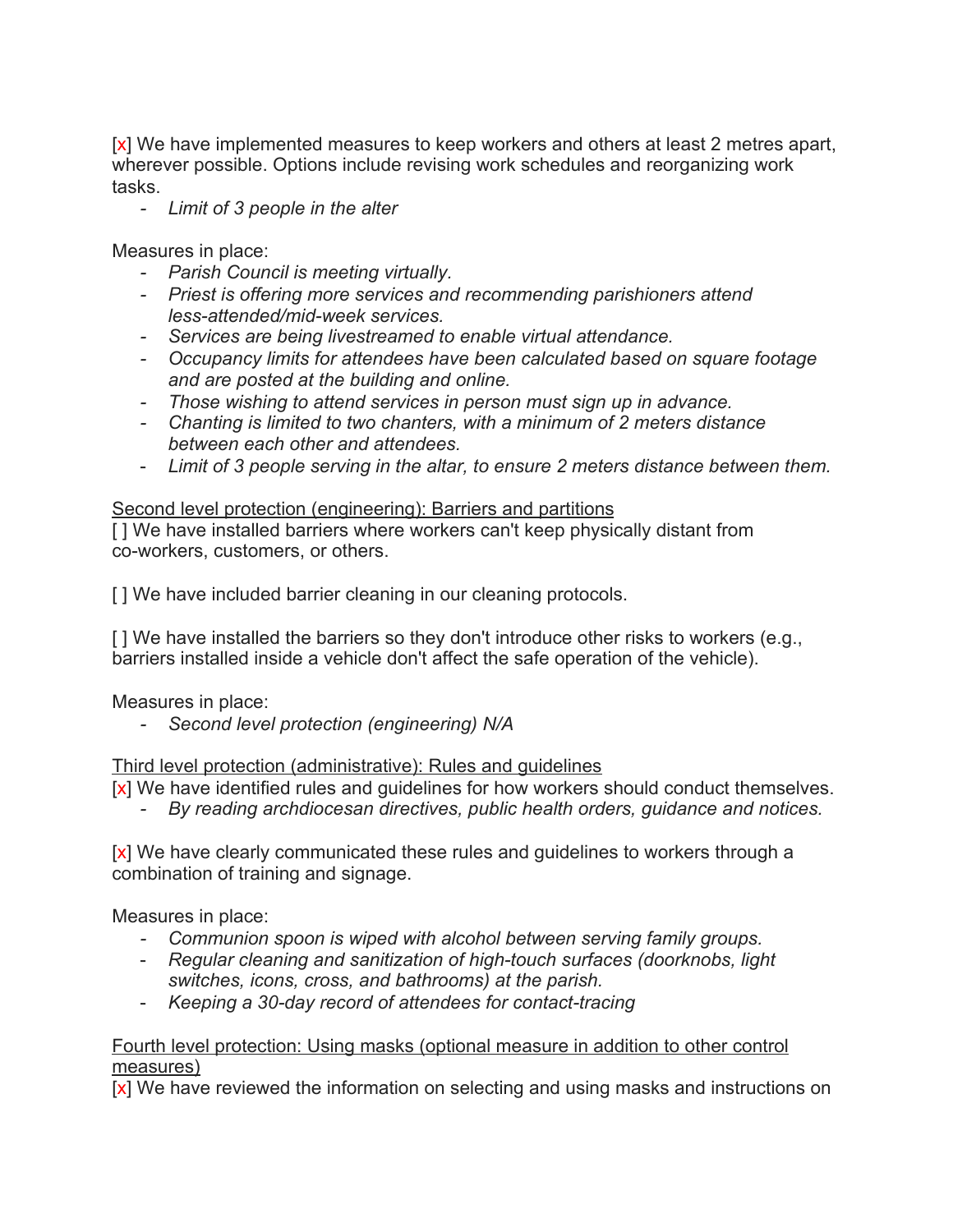[x] We have implemented measures to keep workers and others at least 2 metres apart, wherever possible. Options include revising work schedules and reorganizing work tasks.

- *Limit of 3 people in the alter*

Measures in place:

- *Parish Council is meeting virtually.*
- *Priest is offering more services and recommending parishioners attend less-attended/mid-week services.*
- *Services are being livestreamed to enable virtual attendance.*
- *Occupancy limits for attendees have been calculated based on square footage and are posted at the building and online.*
- *Those wishing to attend services in person must sign up in advance.*
- *Chanting is limited to two chanters, with a minimum of 2 meters distance between each other and attendees.*
- *Limit of 3 people serving in the altar, to ensure 2 meters distance between them.*

<u>Second level protection (engineering): Barriers and partitions</u>

[ ] We have installed barriers where workers can't keep physically distant from co-workers, customers, or others.

[ ] We have included barrier cleaning in our cleaning protocols.

[ ] We have installed the barriers so they don't introduce other risks to workers (e.g., barriers installed inside a vehicle don't affect the safe operation of the vehicle).

Measures in place:

- *Second level protection (engineering) N/A*

<u>Third level protection (administrative): Rules and guidelines</u>

[x] We have identified rules and guidelines for how workers should conduct themselves.

- *By reading archdiocesan directives, public health orders, guidance and notices.*

[x] We have clearly communicated these rules and guidelines to workers through a combination of training and signage.

Measures in place:

- *Communion spoon is wiped with alcohol between serving family groups.*
- *Regular cleaning and sanitization of high-touch surfaces (doorknobs, light switches, icons, cross, and bathrooms) at the parish.*
- *Keeping a 30-day record of attendees for contact-tracing*

<u>Fourth level protection: Using masks (optional measure in addition to other control measures)</u>

[x] We have reviewed the information on selecting and using masks and instructions on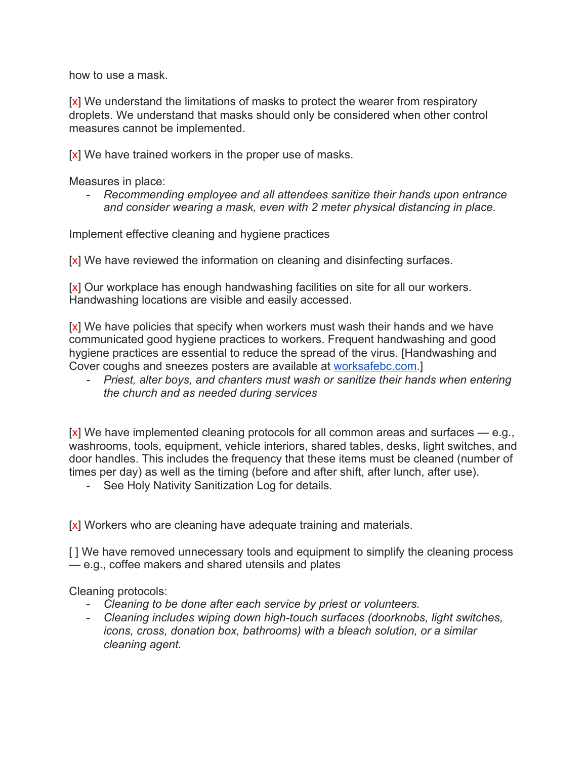how to use a mask.

[x] We understand the limitations of masks to protect the wearer from respiratory droplets. We understand that masks should only be considered when other control measures cannot be implemented.

[x] We have trained workers in the proper use of masks.

Measures in place:

- *Recommending employee and all attendees sanitize their hands upon entrance and consider wearing a mask, even with 2 meter physical distancing in place.*

Implement effective cleaning and hygiene practices

[x] We have reviewed the information on cleaning and disinfecting surfaces.

[x] Our workplace has enough handwashing facilities on site for all our workers. Handwashing locations are visible and easily accessed.

[x] We have policies that specify when workers must wash their hands and we have communicated good hygiene practices to workers. Frequent handwashing and good hygiene practices are essential to reduce the spread of the virus. [Handwashing and Cover coughs and sneezes posters are available at worksafebc.com.]

- *Priest, alter boys, and chanters must wash or sanitize their hands when entering the church and as needed during services*

[x] We have implemented cleaning protocols for all common areas and surfaces — e.g., washrooms, tools, equipment, vehicle interiors, shared tables, desks, light switches, and door handles. This includes the frequency that these items must be cleaned (number of times per day) as well as the timing (before and after shift, after lunch, after use).

- See Holy Nativity Sanitization Log for details.

[x] Workers who are cleaning have adequate training and materials.

[ ] We have removed unnecessary tools and equipment to simplify the cleaning process — e.g., coffee makers and shared utensils and plates

Cleaning protocols:

- *Cleaning to be done after each service by priest or volunteers.*
- *Cleaning includes wiping down high-touch surfaces (doorknobs, light switches, icons, cross, donation box, bathrooms) with a bleach solution, or a similar cleaning agent.*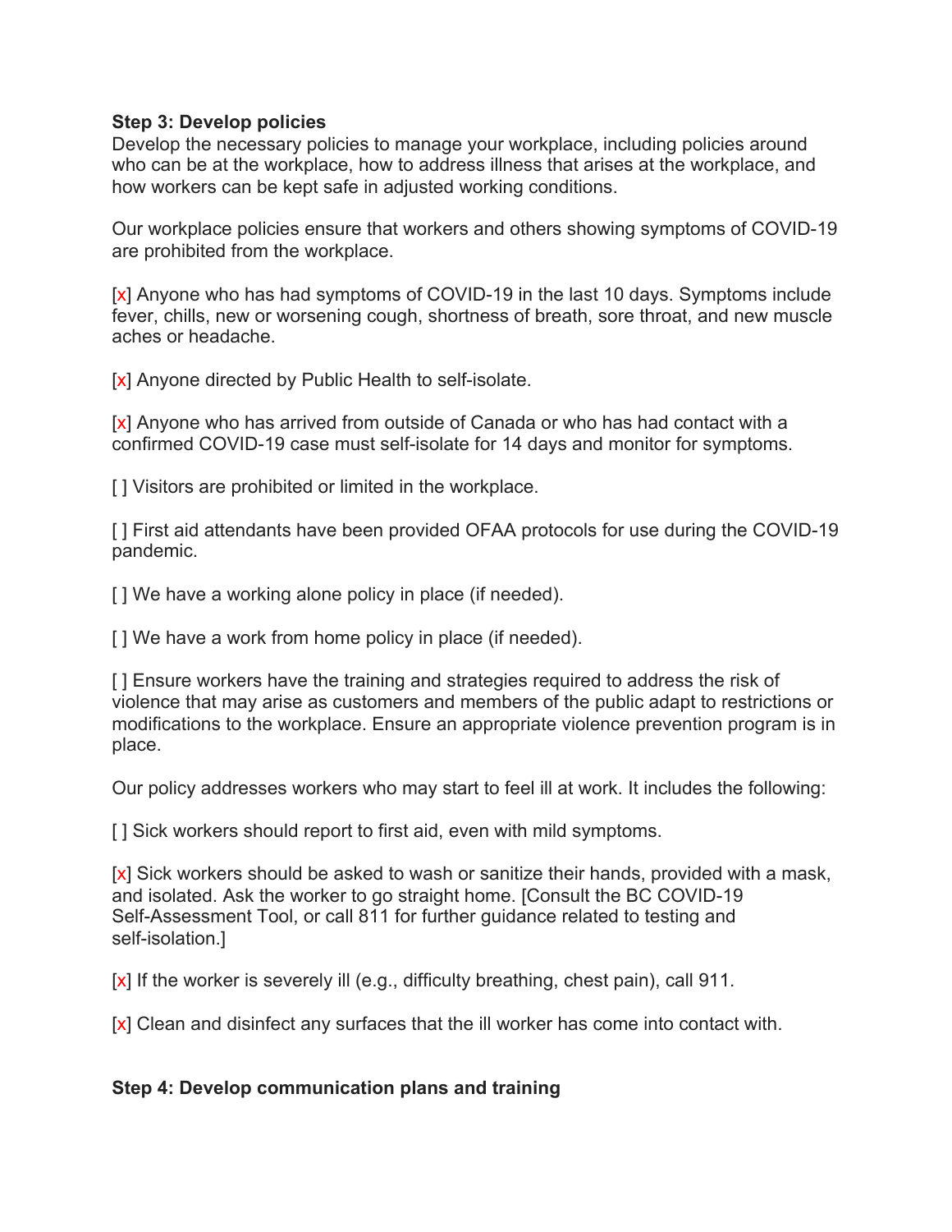**Step 3: Develop policies**

Develop the necessary policies to manage your workplace, including policies around who can be at the workplace, how to address illness that arises at the workplace, and how workers can be kept safe in adjusted working conditions.

Our workplace policies ensure that workers and others showing symptoms of COVID-19 are prohibited from the workplace.

[x] Anyone who has had symptoms of COVID-19 in the last 10 days. Symptoms include fever, chills, new or worsening cough, shortness of breath, sore throat, and new muscle aches or headache.

[x] Anyone directed by Public Health to self-isolate.

[x] Anyone who has arrived from outside of Canada or who has had contact with a confirmed COVID-19 case must self-isolate for 14 days and monitor for symptoms.

[ ] Visitors are prohibited or limited in the workplace.

[ ] First aid attendants have been provided OFAA protocols for use during the COVID-19 pandemic.

[ ] We have a working alone policy in place (if needed).

[ ] We have a work from home policy in place (if needed).

[ ] Ensure workers have the training and strategies required to address the risk of violence that may arise as customers and members of the public adapt to restrictions or modifications to the workplace. Ensure an appropriate violence prevention program is in place.

Our policy addresses workers who may start to feel ill at work. It includes the following:

[ ] Sick workers should report to first aid, even with mild symptoms.

[x] Sick workers should be asked to wash or sanitize their hands, provided with a mask, and isolated. Ask the worker to go straight home. [Consult the BC COVID-19 Self-Assessment Tool, or call 811 for further guidance related to testing and self-isolation.]

[x] If the worker is severely ill (e.g., difficulty breathing, chest pain), call 911.

[x] Clean and disinfect any surfaces that the ill worker has come into contact with.

**Step 4: Develop communication plans and training**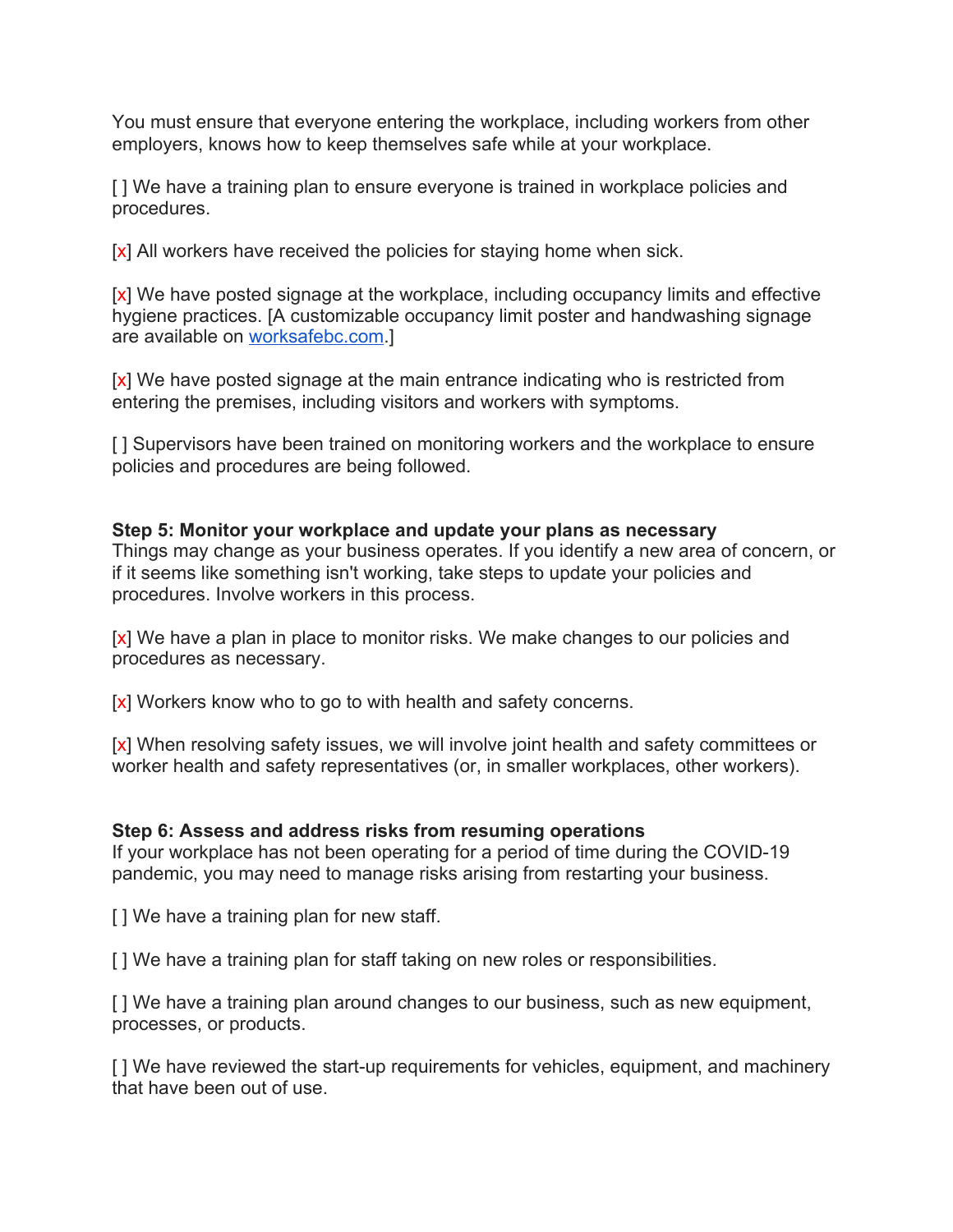You must ensure that everyone entering the workplace, including workers from other employers, knows how to keep themselves safe while at your workplace.

[ ] We have a training plan to ensure everyone is trained in workplace policies and procedures.

[x] All workers have received the policies for staying home when sick.

[x] We have posted signage at the workplace, including occupancy limits and effective hygiene practices. [A customizable occupancy limit poster and handwashing signage are available on worksafebc.com.]

[x] We have posted signage at the main entrance indicating who is restricted from entering the premises, including visitors and workers with symptoms.

[ ] Supervisors have been trained on monitoring workers and the workplace to ensure policies and procedures are being followed.

**Step 5: Monitor your workplace and update your plans as necessary**
Things may change as your business operates. If you identify a new area of concern, or if it seems like something isn't working, take steps to update your policies and procedures. Involve workers in this process.

[x] We have a plan in place to monitor risks. We make changes to our policies and procedures as necessary.

[x] Workers know who to go to with health and safety concerns.

[x] When resolving safety issues, we will involve joint health and safety committees or worker health and safety representatives (or, in smaller workplaces, other workers).

**Step 6: Assess and address risks from resuming operations**
If your workplace has not been operating for a period of time during the COVID-19 pandemic, you may need to manage risks arising from restarting your business.

[ ] We have a training plan for new staff.

[ ] We have a training plan for staff taking on new roles or responsibilities.

[ ] We have a training plan around changes to our business, such as new equipment, processes, or products.

[ ] We have reviewed the start-up requirements for vehicles, equipment, and machinery that have been out of use.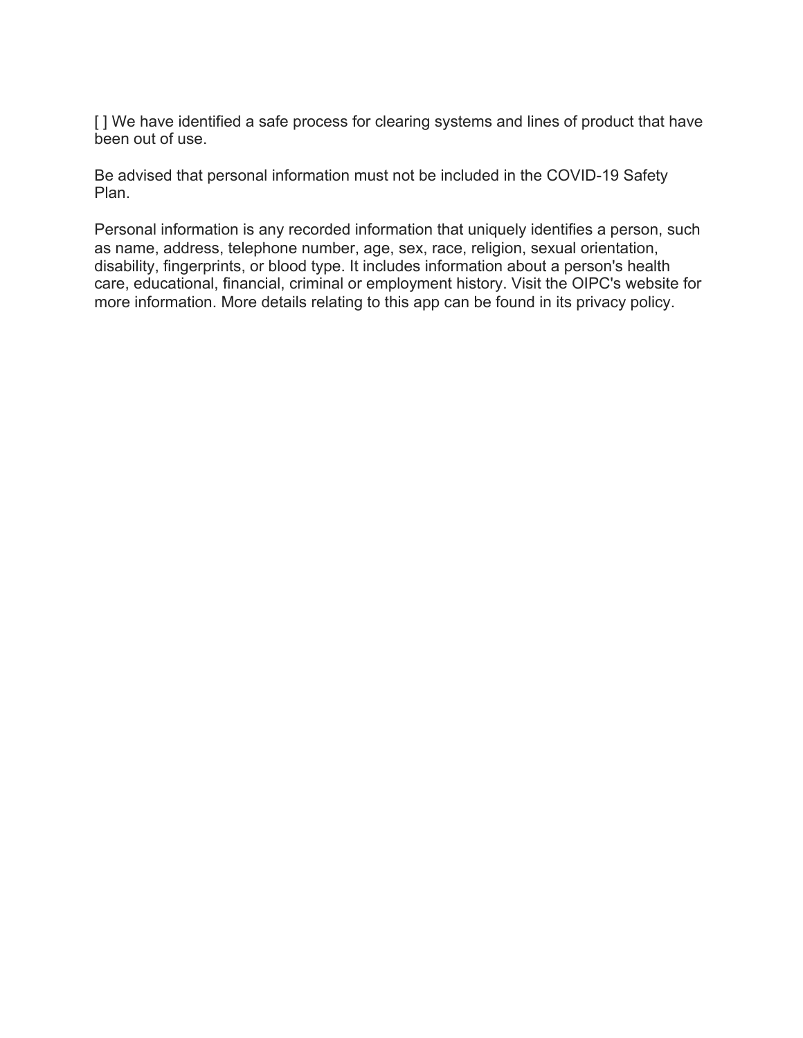[ ] We have identified a safe process for clearing systems and lines of product that have been out of use.

Be advised that personal information must not be included in the COVID-19 Safety Plan.

Personal information is any recorded information that uniquely identifies a person, such as name, address, telephone number, age, sex, race, religion, sexual orientation, disability, fingerprints, or blood type. It includes information about a person's health care, educational, financial, criminal or employment history. Visit the OIPC's website for more information. More details relating to this app can be found in its privacy policy.